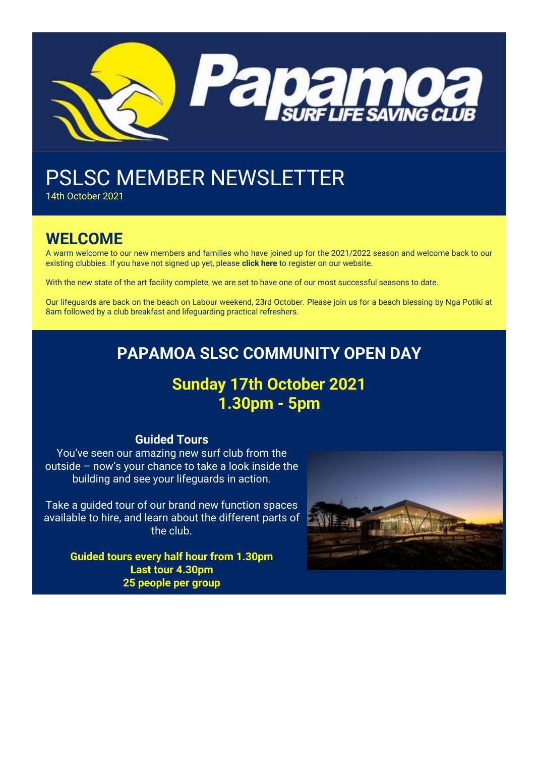# PSLSC MEMBER NEWSLETTER

14th October 2021

## WELCOME

A warm welcome to our new members and families who have joined up for the 2021/2022 season and welcome back to our existing clubbies. If you have not signed up yet, please **click here** to register on our website.

With the new state of the art facility complete, we are set to have one of our most successful seasons to date.

Our lifeguards are back on the beach on Labour weekend, 23rd October. Please join us for a beach blessing by Nga Potiki at 8am followed by a club breakfast and lifeguarding practical refreshers.

## PAPAMOA SLSC COMMUNITY OPEN DAY

### Sunday 17th October 2021
### 1.30pm - 5pm

### Guided Tours

You've seen our amazing new surf club from the outside – now's your chance to take a look inside the building and see your lifeguards in action.

Take a guided tour of our brand new function spaces available to hire, and learn about the different parts of the club.

**Guided tours every half hour from 1.30pm**
**Last tour 4.30pm**
**25 people per group**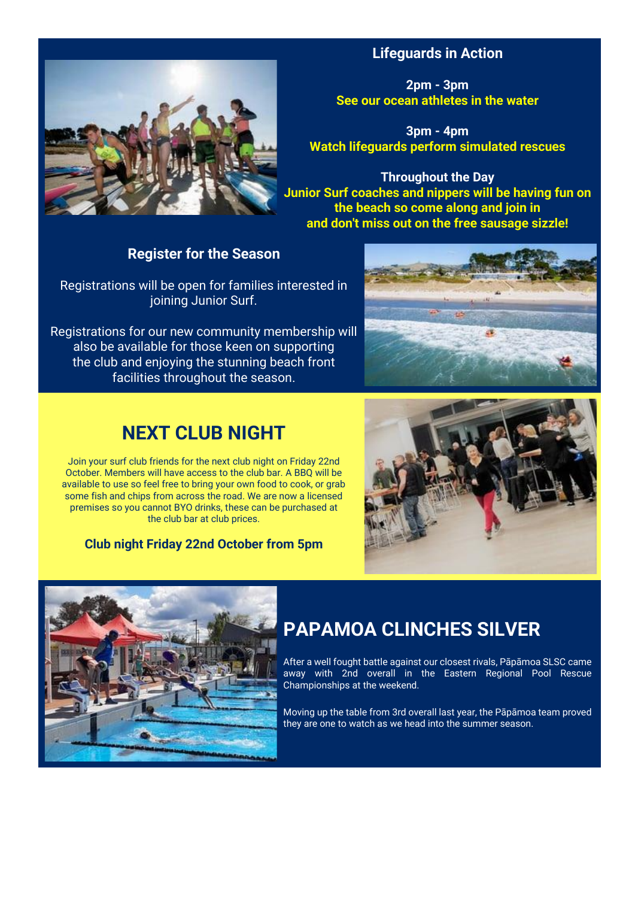## Lifeguards in Action

**2pm - 3pm**
**See our ocean athletes in the water**

**3pm - 4pm**
**Watch lifeguards perform simulated rescues**

**Throughout the Day**
**Junior Surf coaches and nippers will be having fun on the beach so come along and join in and don't miss out on the free sausage sizzle!**

## Register for the Season

Registrations will be open for families interested in joining Junior Surf.

Registrations for our new community membership will also be available for those keen on supporting the club and enjoying the stunning beach front facilities throughout the season.

# NEXT CLUB NIGHT

Join your surf club friends for the next club night on Friday 22nd October. Members will have access to the club bar. A BBQ will be available to use so feel free to bring your own food to cook, or grab some fish and chips from across the road. We are now a licensed premises so you cannot BYO drinks, these can be purchased at the club bar at club prices.

**Club night Friday 22nd October from 5pm**

# PAPAMOA CLINCHES SILVER

After a well fought battle against our closest rivals, Pāpāmoa SLSC came away with 2nd overall in the Eastern Regional Pool Rescue Championships at the weekend.

Moving up the table from 3rd overall last year, the Pāpāmoa team proved they are one to watch as we head into the summer season.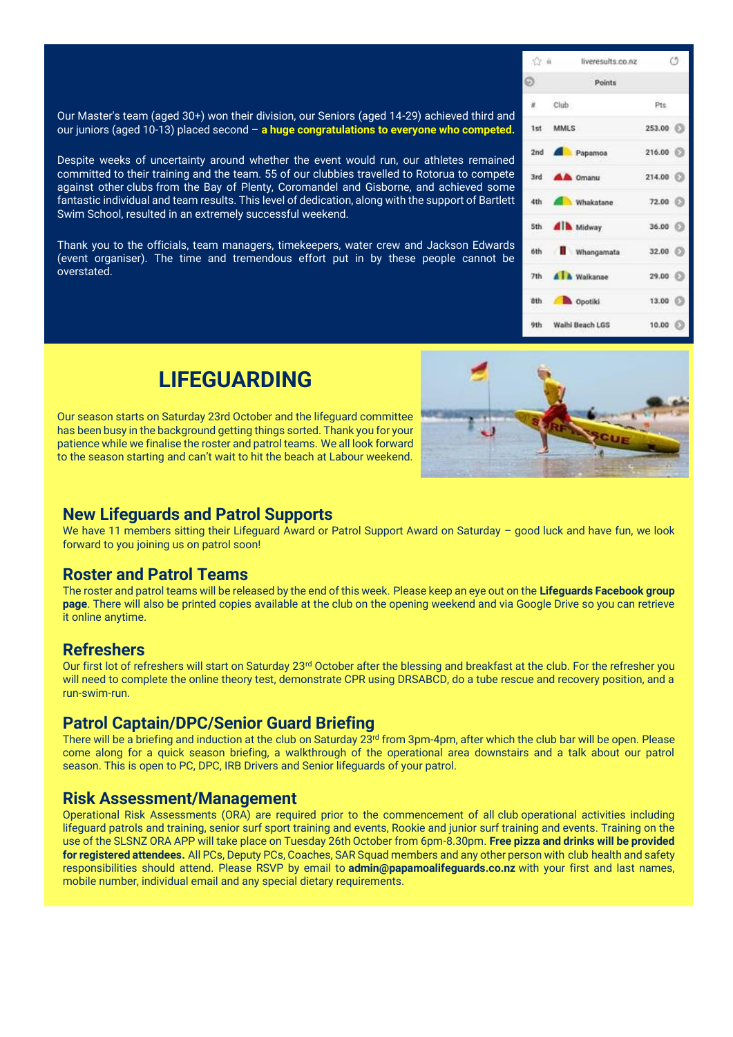Our Master's team (aged 30+) won their division, our Seniors (aged 14-29) achieved third and our juniors (aged 10-13) placed second – **a huge congratulations to everyone who competed.**

Despite weeks of uncertainty around whether the event would run, our athletes remained committed to their training and the team. 55 of our clubbies travelled to Rotorua to compete against other clubs from the Bay of Plenty, Coromandel and Gisborne, and achieved some fantastic individual and team results. This level of dedication, along with the support of Bartlett Swim School, resulted in an extremely successful weekend.

Thank you to the officials, team managers, timekeepers, water crew and Jackson Edwards (event organiser). The time and tremendous effort put in by these people cannot be overstated.

liveresults.co.nz

Points

| # | Club | Pts |
|---|---|---|
| 1st | MMLS | 253.00 |
| 2nd | Papamoa | 216.00 |
| 3rd | Omanu | 214.00 |
| 4th | Whakatane | 72.00 |
| 5th | Midway | 36.00 |
| 6th | Whangamata | 32.00 |
| 7th | Waikanae | 29.00 |
| 8th | Opotiki | 13.00 |
| 9th | Waihi Beach LGS | 10.00 |

# LIFEGUARDING

Our season starts on Saturday 23rd October and the lifeguard committee has been busy in the background getting things sorted. Thank you for your patience while we finalise the roster and patrol teams. We all look forward to the season starting and can't wait to hit the beach at Labour weekend.

## New Lifeguards and Patrol Supports

We have 11 members sitting their Lifeguard Award or Patrol Support Award on Saturday – good luck and have fun, we look forward to you joining us on patrol soon!

## Roster and Patrol Teams

The roster and patrol teams will be released by the end of this week. Please keep an eye out on the **Lifeguards Facebook group page**. There will also be printed copies available at the club on the opening weekend and via Google Drive so you can retrieve it online anytime.

## Refreshers

Our first lot of refreshers will start on Saturday 23rd October after the blessing and breakfast at the club. For the refresher you will need to complete the online theory test, demonstrate CPR using DRSABCD, do a tube rescue and recovery position, and a run-swim-run.

## Patrol Captain/DPC/Senior Guard Briefing

There will be a briefing and induction at the club on Saturday 23rd from 3pm-4pm, after which the club bar will be open. Please come along for a quick season briefing, a walkthrough of the operational area downstairs and a talk about our patrol season. This is open to PC, DPC, IRB Drivers and Senior lifeguards of your patrol.

## Risk Assessment/Management

Operational Risk Assessments (ORA) are required prior to the commencement of all club operational activities including lifeguard patrols and training, senior surf sport training and events, Rookie and junior surf training and events. Training on the use of the SLSNZ ORA APP will take place on Tuesday 26th October from 6pm-8.30pm. **Free pizza and drinks will be provided for registered attendees.** All PCs, Deputy PCs, Coaches, SAR Squad members and any other person with club health and safety responsibilities should attend. Please RSVP by email to **admin@papamoalifeguards.co.nz** with your first and last names, mobile number, individual email and any special dietary requirements.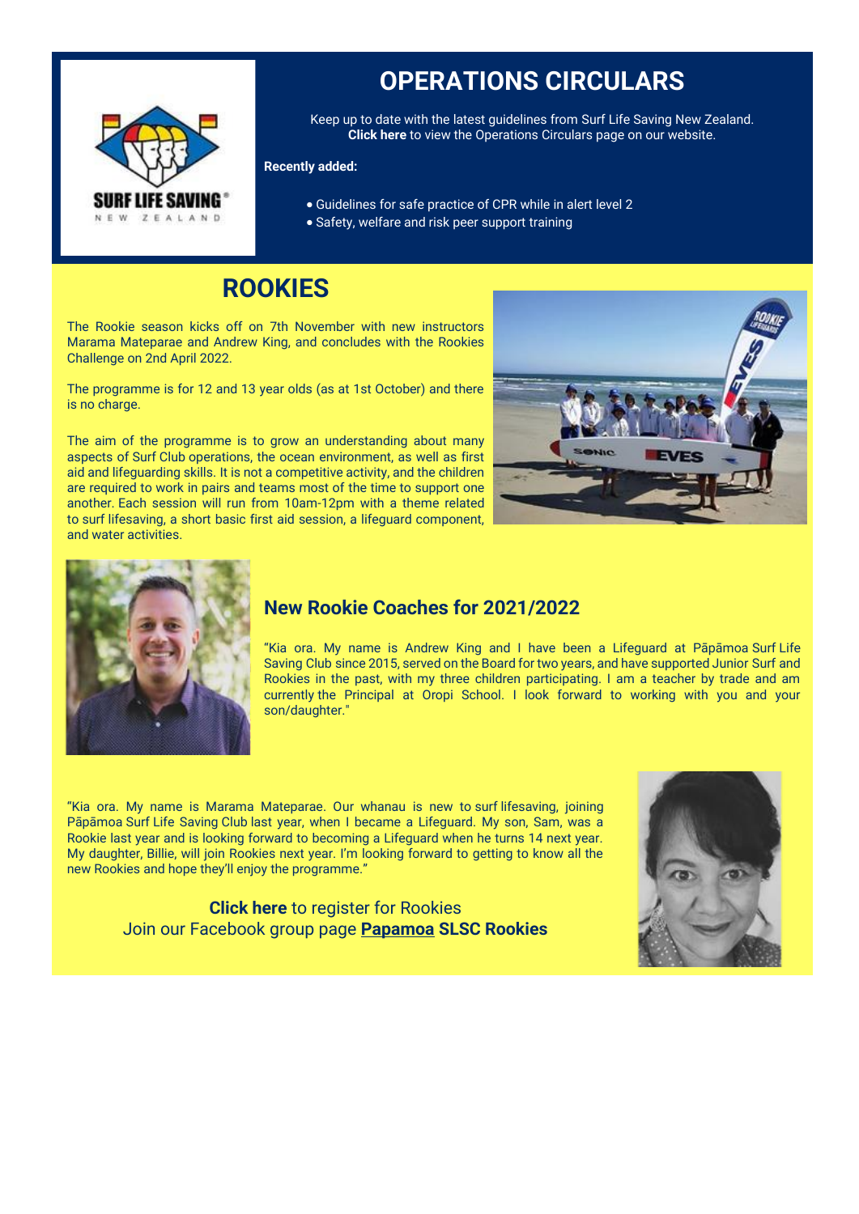# OPERATIONS CIRCULARS

Keep up to date with the latest guidelines from Surf Life Saving New Zealand.
**Click here** to view the Operations Circulars page on our website.

**Recently added:**

- Guidelines for safe practice of CPR while in alert level 2
- Safety, welfare and risk peer support training

# ROOKIES

The Rookie season kicks off on 7th November with new instructors Marama Mateparae and Andrew King, and concludes with the Rookies Challenge on 2nd April 2022.

The programme is for 12 and 13 year olds (as at 1st October) and there is no charge.

The aim of the programme is to grow an understanding about many aspects of Surf Club operations, the ocean environment, as well as first aid and lifeguarding skills. It is not a competitive activity, and the children are required to work in pairs and teams most of the time to support one another. Each session will run from 10am-12pm with a theme related to surf lifesaving, a short basic first aid session, a lifeguard component, and water activities.

## New Rookie Coaches for 2021/2022

"Kia ora. My name is Andrew King and I have been a Lifeguard at Pāpāmoa Surf Life Saving Club since 2015, served on the Board for two years, and have supported Junior Surf and Rookies in the past, with my three children participating. I am a teacher by trade and am currently the Principal at Oropi School. I look forward to working with you and your son/daughter."

"Kia ora. My name is Marama Mateparae. Our whanau is new to surf lifesaving, joining Pāpāmoa Surf Life Saving Club last year, when I became a Lifeguard. My son, Sam, was a Rookie last year and is looking forward to becoming a Lifeguard when he turns 14 next year. My daughter, Billie, will join Rookies next year. I'm looking forward to getting to know all the new Rookies and hope they'll enjoy the programme."

**Click here** to register for Rookies
Join our Facebook group page **Papamoa SLSC Rookies**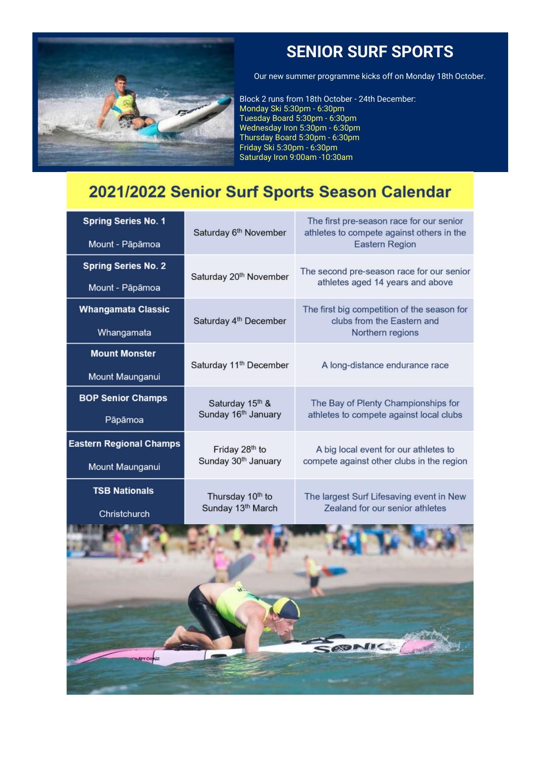# SENIOR SURF SPORTS

Our new summer programme kicks off on Monday 18th October.

Block 2 runs from 18th October - 24th December:

- Monday Ski 5:30pm - 6:30pm
- Tuesday Board 5:30pm - 6:30pm
- Wednesday Iron 5:30pm - 6:30pm
- Thursday Board 5:30pm - 6:30pm
- Friday Ski 5:30pm - 6:30pm
- Saturday Iron 9:00am -10:30am

## 2021/2022 Senior Surf Sports Season Calendar

| Event | Date | Description |
|---|---|---|
| **Spring Series No. 1** Mount - Pāpāmoa | Saturday 6th November | The first pre-season race for our senior athletes to compete against others in the Eastern Region |
| **Spring Series No. 2** Mount - Pāpāmoa | Saturday 20th November | The second pre-season race for our senior athletes aged 14 years and above |
| **Whangamata Classic** Whangamata | Saturday 4th December | The first big competition of the season for clubs from the Eastern and Northern regions |
| **Mount Monster** Mount Maunganui | Saturday 11th December | A long-distance endurance race |
| **BOP Senior Champs** Pāpāmoa | Saturday 15th & Sunday 16th January | The Bay of Plenty Championships for athletes to compete against local clubs |
| **Eastern Regional Champs** Mount Maunganui | Friday 28th to Sunday 30th January | A big local event for our athletes to compete against other clubs in the region |
| **TSB Nationals** Christchurch | Thursday 10th to Sunday 13th March | The largest Surf Lifesaving event in New Zealand for our senior athletes |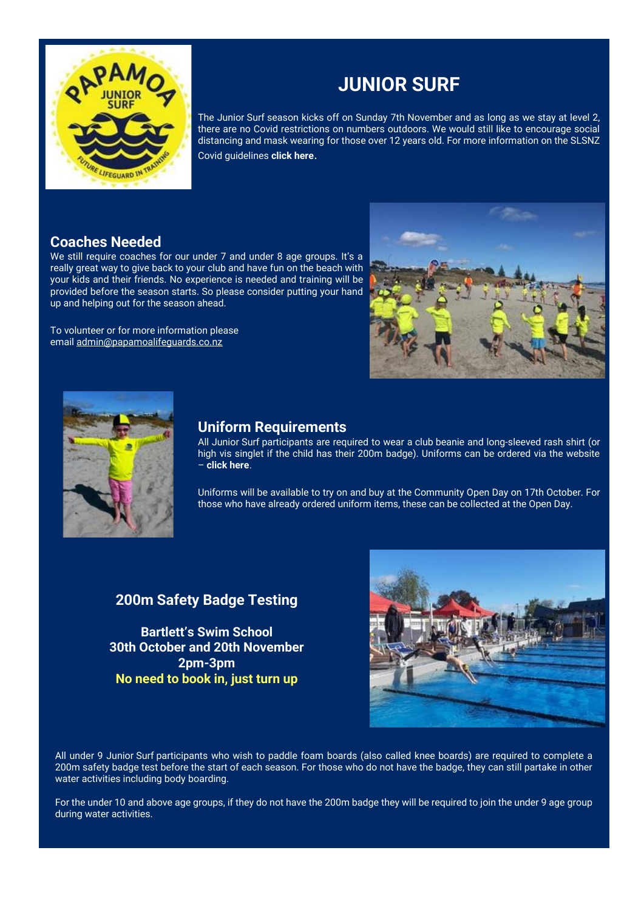# JUNIOR SURF

The Junior Surf season kicks off on Sunday 7th November and as long as we stay at level 2, there are no Covid restrictions on numbers outdoors. We would still like to encourage social distancing and mask wearing for those over 12 years old. For more information on the SLSNZ Covid guidelines **click here.**

## Coaches Needed

We still require coaches for our under 7 and under 8 age groups. It's a really great way to give back to your club and have fun on the beach with your kids and their friends. No experience is needed and training will be provided before the season starts. So please consider putting your hand up and helping out for the season ahead.

To volunteer or for more information please email admin@papamoalifeguards.co.nz

## Uniform Requirements

All Junior Surf participants are required to wear a club beanie and long-sleeved rash shirt (or high vis singlet if the child has their 200m badge). Uniforms can be ordered via the website – **click here**.

Uniforms will be available to try on and buy at the Community Open Day on 17th October. For those who have already ordered uniform items, these can be collected at the Open Day.

## 200m Safety Badge Testing

**Bartlett's Swim School**
**30th October and 20th November**
**2pm-3pm**
**No need to book in, just turn up**

All under 9 Junior Surf participants who wish to paddle foam boards (also called knee boards) are required to complete a 200m safety badge test before the start of each season. For those who do not have the badge, they can still partake in other water activities including body boarding.

For the under 10 and above age groups, if they do not have the 200m badge they will be required to join the under 9 age group during water activities.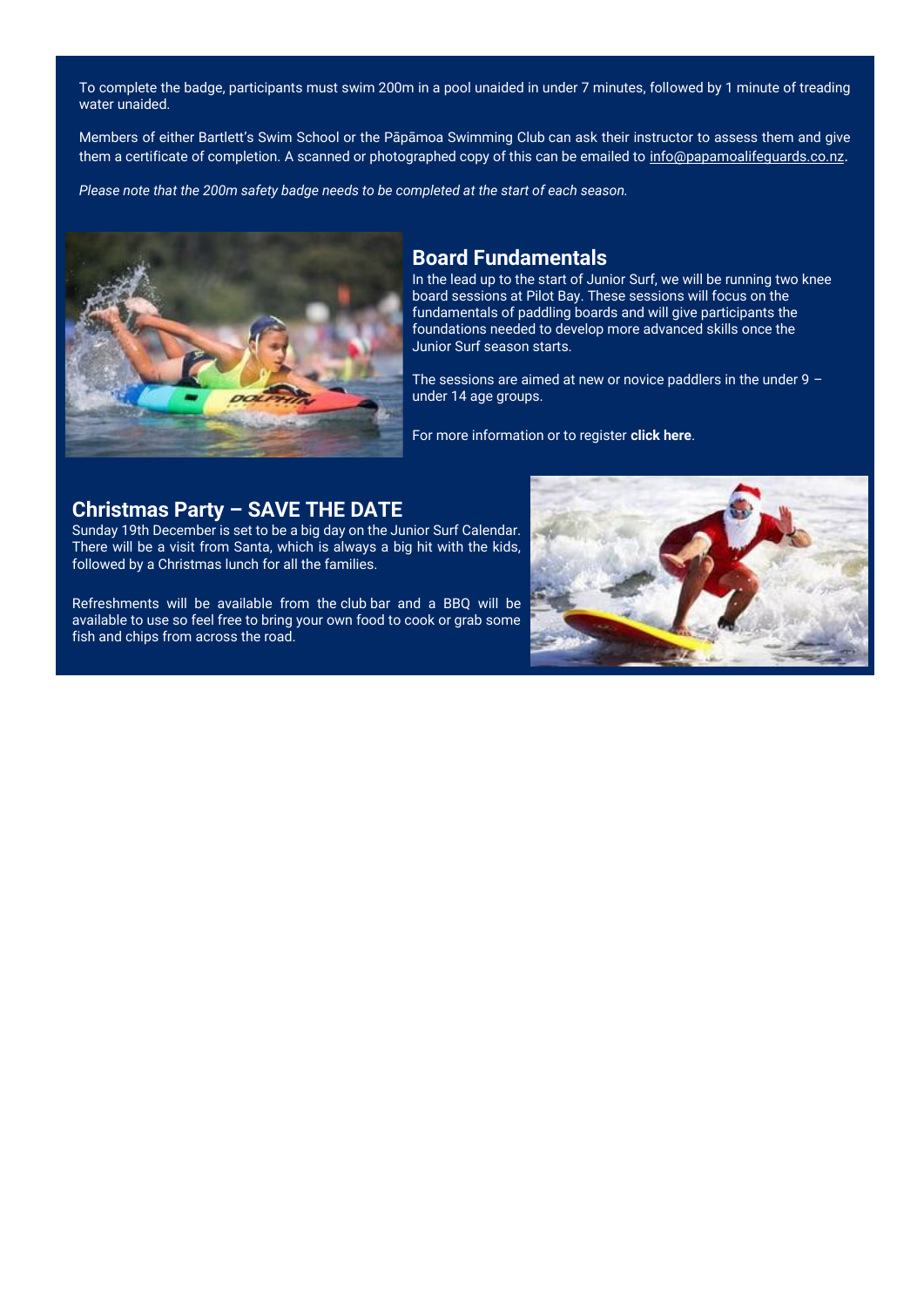To complete the badge, participants must swim 200m in a pool unaided in under 7 minutes, followed by 1 minute of treading water unaided.

Members of either Bartlett's Swim School or the Pāpāmoa Swimming Club can ask their instructor to assess them and give them a certificate of completion. A scanned or photographed copy of this can be emailed to info@papamoalifeguards.co.nz.

*Please note that the 200m safety badge needs to be completed at the start of each season.*

## Board Fundamentals

In the lead up to the start of Junior Surf, we will be running two knee board sessions at Pilot Bay. These sessions will focus on the fundamentals of paddling boards and will give participants the foundations needed to develop more advanced skills once the Junior Surf season starts.

The sessions are aimed at new or novice paddlers in the under 9 – under 14 age groups.

For more information or to register **click here**.

## Christmas Party – SAVE THE DATE

Sunday 19th December is set to be a big day on the Junior Surf Calendar. There will be a visit from Santa, which is always a big hit with the kids, followed by a Christmas lunch for all the families.

Refreshments will be available from the club bar and a BBQ will be available to use so feel free to bring your own food to cook or grab some fish and chips from across the road.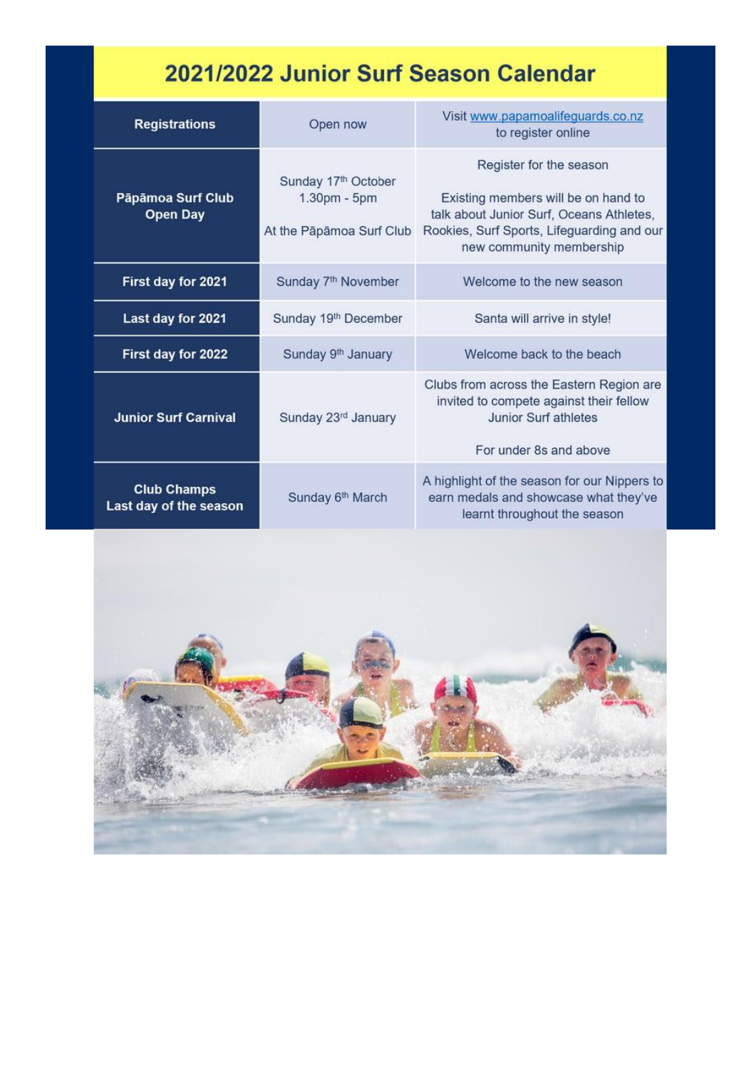# 2021/2022 Junior Surf Season Calendar

| | | |
|---|---|---|
| **Registrations** | Open now | Visit www.papamoalifeguards.co.nz to register online |
| **Pāpāmoa Surf Club Open Day** | Sunday 17th October 1.30pm - 5pm<br><br>At the Pāpāmoa Surf Club | Register for the season<br><br>Existing members will be on hand to talk about Junior Surf, Oceans Athletes, Rookies, Surf Sports, Lifeguarding and our new community membership |
| **First day for 2021** | Sunday 7th November | Welcome to the new season |
| **Last day for 2021** | Sunday 19th December | Santa will arrive in style! |
| **First day for 2022** | Sunday 9th January | Welcome back to the beach |
| **Junior Surf Carnival** | Sunday 23rd January | Clubs from across the Eastern Region are invited to compete against their fellow Junior Surf athletes<br><br>For under 8s and above |
| **Club Champs Last day of the season** | Sunday 6th March | A highlight of the season for our Nippers to earn medals and showcase what they've learnt throughout the season |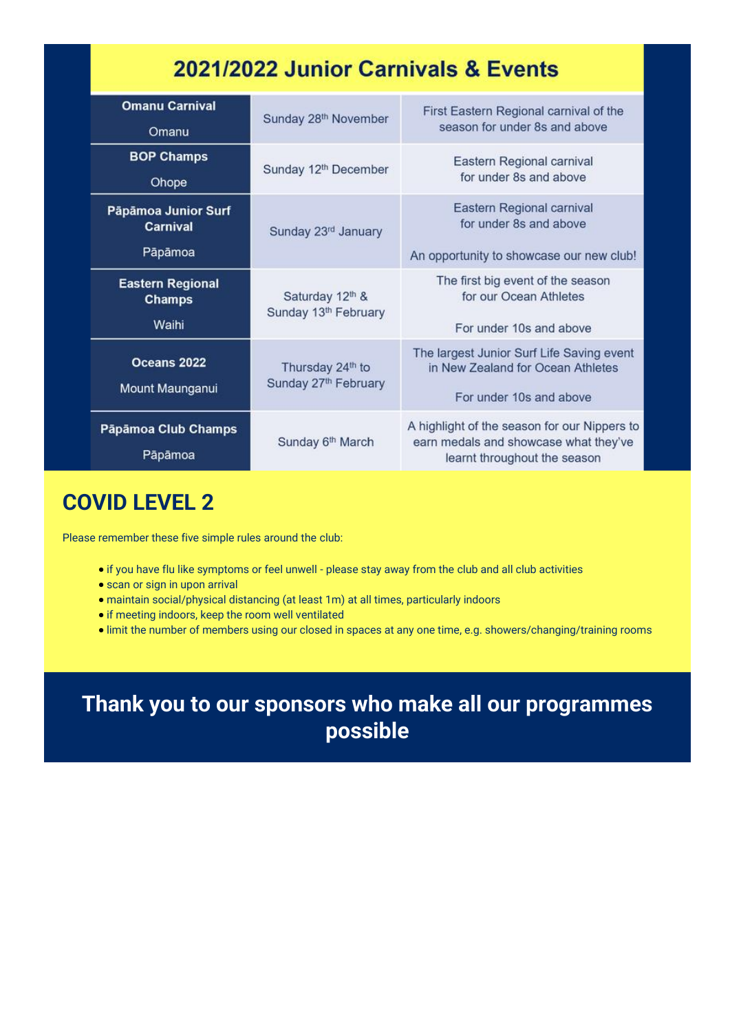## 2021/2022 Junior Carnivals & Events

| Event | Date | Details |
| --- | --- | --- |
| **Omanu Carnival**<br>Omanu | Sunday 28th November | First Eastern Regional carnival of the season for under 8s and above |
| **BOP Champs**<br>Ohope | Sunday 12th December | Eastern Regional carnival for under 8s and above |
| **Pāpāmoa Junior Surf Carnival**<br>Pāpāmoa | Sunday 23rd January | Eastern Regional carnival for under 8s and above<br><br>An opportunity to showcase our new club! |
| **Eastern Regional Champs**<br>Waihi | Saturday 12th & Sunday 13th February | The first big event of the season for our Ocean Athletes<br><br>For under 10s and above |
| **Oceans 2022**<br>Mount Maunganui | Thursday 24th to Sunday 27th February | The largest Junior Surf Life Saving event in New Zealand for Ocean Athletes<br><br>For under 10s and above |
| **Pāpāmoa Club Champs**<br>Pāpāmoa | Sunday 6th March | A highlight of the season for our Nippers to earn medals and showcase what they've learnt throughout the season |

## COVID LEVEL 2

Please remember these five simple rules around the club:

- if you have flu like symptoms or feel unwell - please stay away from the club and all club activities
- scan or sign in upon arrival
- maintain social/physical distancing (at least 1m) at all times, particularly indoors
- if meeting indoors, keep the room well ventilated
- limit the number of members using our closed in spaces at any one time, e.g. showers/changing/training rooms

## Thank you to our sponsors who make all our programmes possible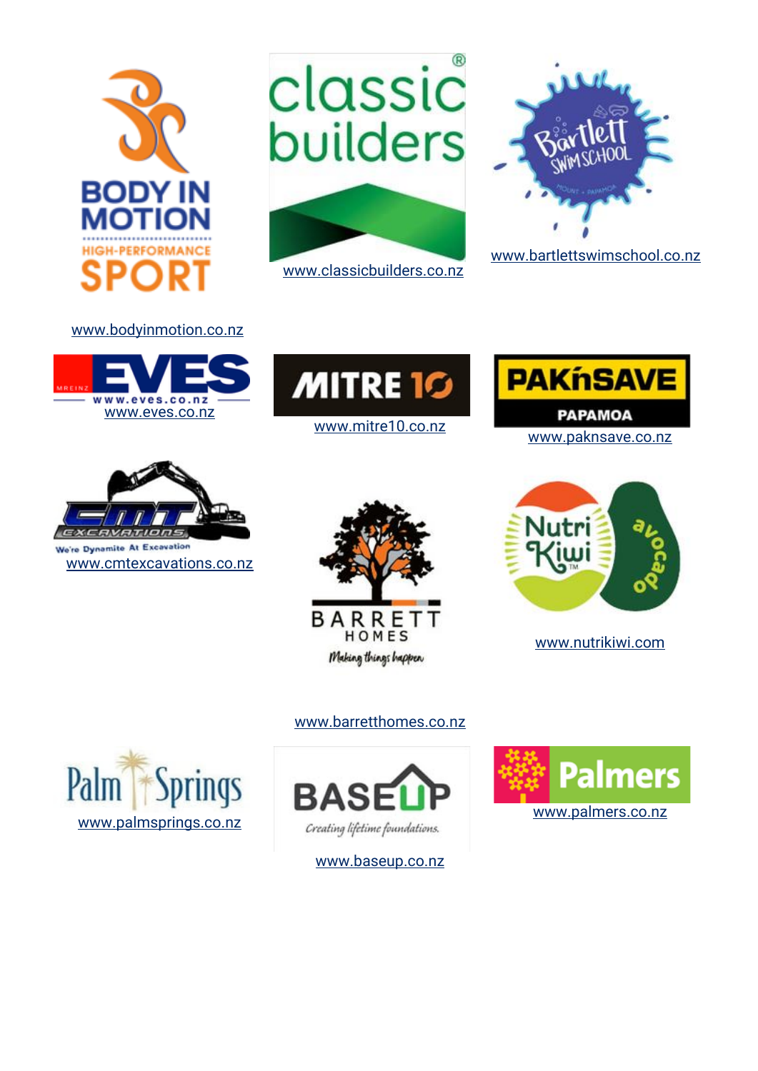BODY IN MOTION
HIGH-PERFORMANCE SPORT

www.bodyinmotion.co.nz

classic builders

www.classicbuilders.co.nz

Bartlett SWIM SCHOOL
MOUNT • PAPAMOA

www.bartlettswimschool.co.nz

MREINZ EVES
www.eves.co.nz

www.eves.co.nz

MITRE 10

www.mitre10.co.nz

PAKnSAVE
PAPAMOA

www.paknsave.co.nz

CMT EXCAVATIONS
We're Dynamite At Excavation

www.cmtexcavations.co.nz

BARRETT HOMES
Making things happen

www.barretthomes.co.nz

Nutri Kiwi™ avocado

www.nutrikiwi.com

Palm Springs

www.palmsprings.co.nz

BASEUP
Creating lifetime foundations.

www.baseup.co.nz

Palmers

www.palmers.co.nz